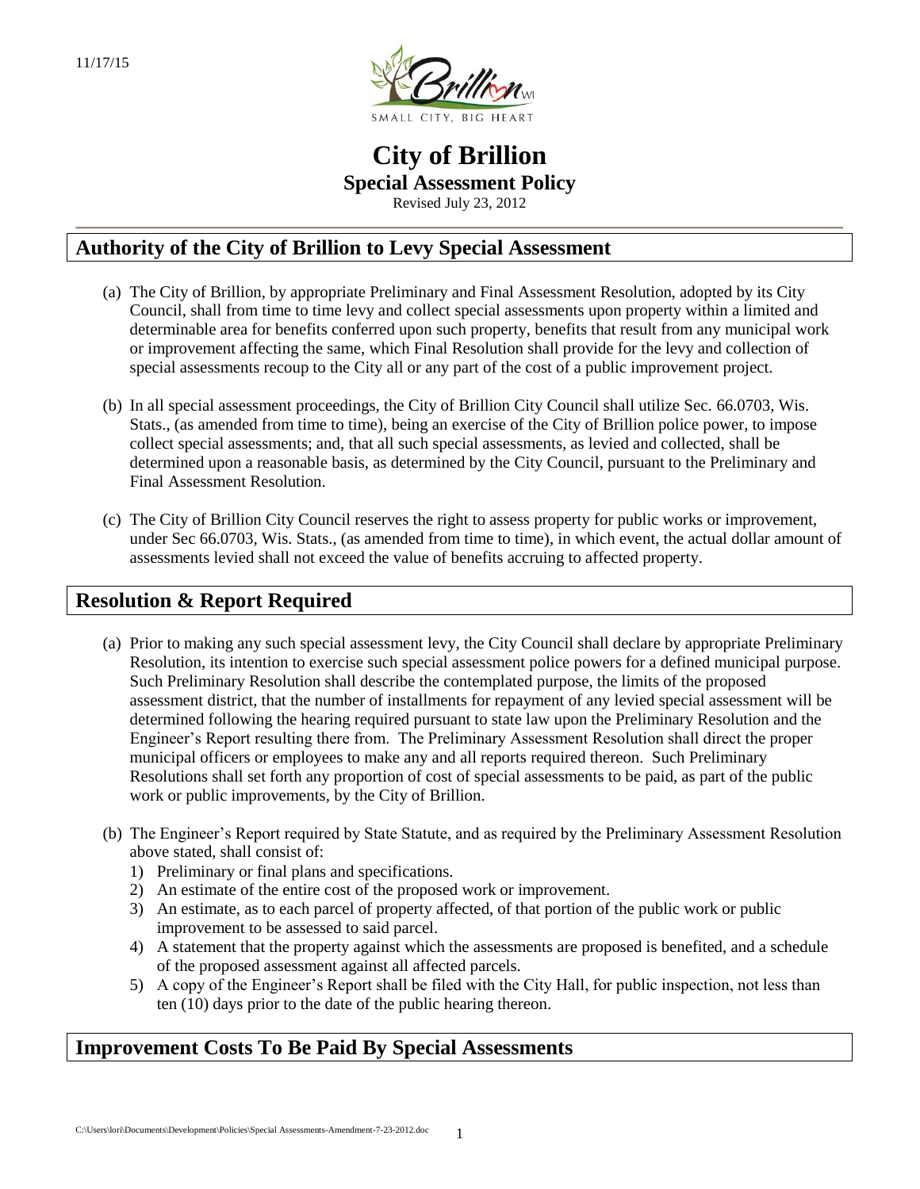11/17/15

# City of Brillion
## Special Assessment Policy
Revised July 23, 2012

## Authority of the City of Brillion to Levy Special Assessment

(a) The City of Brillion, by appropriate Preliminary and Final Assessment Resolution, adopted by its City Council, shall from time to time levy and collect special assessments upon property within a limited and determinable area for benefits conferred upon such property, benefits that result from any municipal work or improvement affecting the same, which Final Resolution shall provide for the levy and collection of special assessments recoup to the City all or any part of the cost of a public improvement project.

(b) In all special assessment proceedings, the City of Brillion City Council shall utilize Sec. 66.0703, Wis. Stats., (as amended from time to time), being an exercise of the City of Brillion police power, to impose collect special assessments; and, that all such special assessments, as levied and collected, shall be determined upon a reasonable basis, as determined by the City Council, pursuant to the Preliminary and Final Assessment Resolution.

(c) The City of Brillion City Council reserves the right to assess property for public works or improvement, under Sec 66.0703, Wis. Stats., (as amended from time to time), in which event, the actual dollar amount of assessments levied shall not exceed the value of benefits accruing to affected property.

## Resolution & Report Required

(a) Prior to making any such special assessment levy, the City Council shall declare by appropriate Preliminary Resolution, its intention to exercise such special assessment police powers for a defined municipal purpose. Such Preliminary Resolution shall describe the contemplated purpose, the limits of the proposed assessment district, that the number of installments for repayment of any levied special assessment will be determined following the hearing required pursuant to state law upon the Preliminary Resolution and the Engineer's Report resulting there from. The Preliminary Assessment Resolution shall direct the proper municipal officers or employees to make any and all reports required thereon. Such Preliminary Resolutions shall set forth any proportion of cost of special assessments to be paid, as part of the public work or public improvements, by the City of Brillion.

(b) The Engineer's Report required by State Statute, and as required by the Preliminary Assessment Resolution above stated, shall consist of:

1) Preliminary or final plans and specifications.
2) An estimate of the entire cost of the proposed work or improvement.
3) An estimate, as to each parcel of property affected, of that portion of the public work or public improvement to be assessed to said parcel.
4) A statement that the property against which the assessments are proposed is benefited, and a schedule of the proposed assessment against all affected parcels.
5) A copy of the Engineer's Report shall be filed with the City Hall, for public inspection, not less than ten (10) days prior to the date of the public hearing thereon.

## Improvement Costs To Be Paid By Special Assessments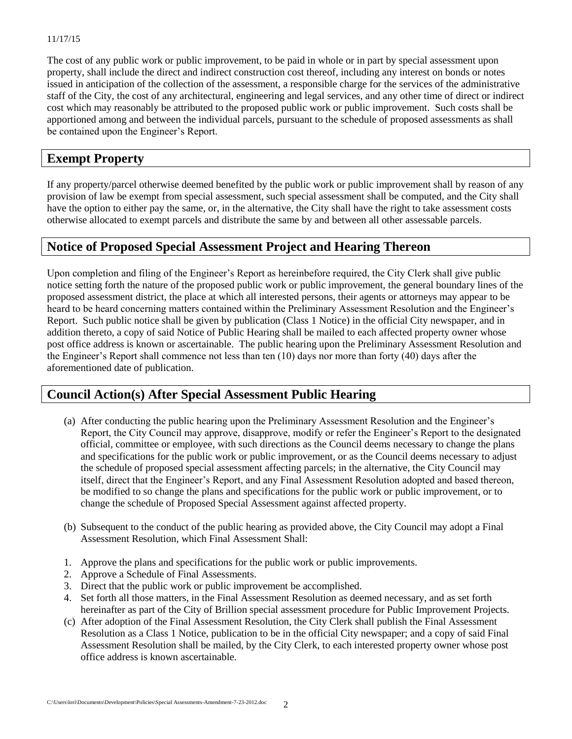11/17/15

The cost of any public work or public improvement, to be paid in whole or in part by special assessment upon property, shall include the direct and indirect construction cost thereof, including any interest on bonds or notes issued in anticipation of the collection of the assessment, a responsible charge for the services of the administrative staff of the City, the cost of any architectural, engineering and legal services, and any other time of direct or indirect cost which may reasonably be attributed to the proposed public work or public improvement. Such costs shall be apportioned among and between the individual parcels, pursuant to the schedule of proposed assessments as shall be contained upon the Engineer's Report.

## Exempt Property

If any property/parcel otherwise deemed benefited by the public work or public improvement shall by reason of any provision of law be exempt from special assessment, such special assessment shall be computed, and the City shall have the option to either pay the same, or, in the alternative, the City shall have the right to take assessment costs otherwise allocated to exempt parcels and distribute the same by and between all other assessable parcels.

## Notice of Proposed Special Assessment Project and Hearing Thereon

Upon completion and filing of the Engineer's Report as hereinbefore required, the City Clerk shall give public notice setting forth the nature of the proposed public work or public improvement, the general boundary lines of the proposed assessment district, the place at which all interested persons, their agents or attorneys may appear to be heard to be heard concerning matters contained within the Preliminary Assessment Resolution and the Engineer's Report. Such public notice shall be given by publication (Class 1 Notice) in the official City newspaper, and in addition thereto, a copy of said Notice of Public Hearing shall be mailed to each affected property owner whose post office address is known or ascertainable. The public hearing upon the Preliminary Assessment Resolution and the Engineer's Report shall commence not less than ten (10) days nor more than forty (40) days after the aforementioned date of publication.

## Council Action(s) After Special Assessment Public Hearing

(a) After conducting the public hearing upon the Preliminary Assessment Resolution and the Engineer's Report, the City Council may approve, disapprove, modify or refer the Engineer's Report to the designated official, committee or employee, with such directions as the Council deems necessary to change the plans and specifications for the public work or public improvement, or as the Council deems necessary to adjust the schedule of proposed special assessment affecting parcels; in the alternative, the City Council may itself, direct that the Engineer's Report, and any Final Assessment Resolution adopted and based thereon, be modified to so change the plans and specifications for the public work or public improvement, or to change the schedule of Proposed Special Assessment against affected property.

(b) Subsequent to the conduct of the public hearing as provided above, the City Council may adopt a Final Assessment Resolution, which Final Assessment Shall:

1. Approve the plans and specifications for the public work or public improvements.
2. Approve a Schedule of Final Assessments.
3. Direct that the public work or public improvement be accomplished.
4. Set forth all those matters, in the Final Assessment Resolution as deemed necessary, and as set forth hereinafter as part of the City of Brillion special assessment procedure for Public Improvement Projects.

(c) After adoption of the Final Assessment Resolution, the City Clerk shall publish the Final Assessment Resolution as a Class 1 Notice, publication to be in the official City newspaper; and a copy of said Final Assessment Resolution shall be mailed, by the City Clerk, to each interested property owner whose post office address is known ascertainable.

C:\Users\lori\Documents\Development\Policies\Special Assessments-Amendment-7-23-2012.doc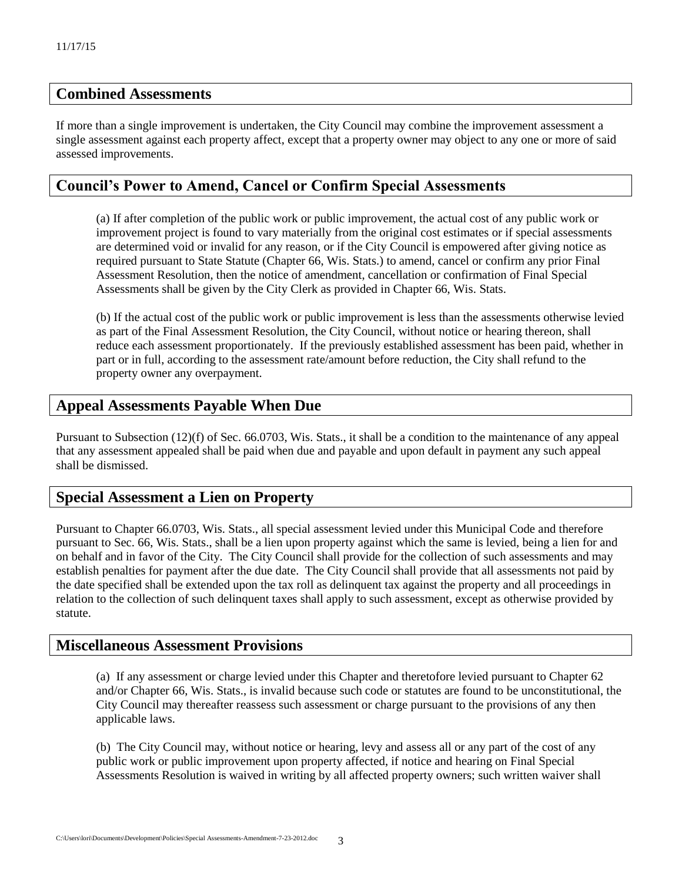## Combined Assessments

If more than a single improvement is undertaken, the City Council may combine the improvement assessment a single assessment against each property affect, except that a property owner may object to any one or more of said assessed improvements.

## Council's Power to Amend, Cancel or Confirm Special Assessments

(a) If after completion of the public work or public improvement, the actual cost of any public work or improvement project is found to vary materially from the original cost estimates or if special assessments are determined void or invalid for any reason, or if the City Council is empowered after giving notice as required pursuant to State Statute (Chapter 66, Wis. Stats.) to amend, cancel or confirm any prior Final Assessment Resolution, then the notice of amendment, cancellation or confirmation of Final Special Assessments shall be given by the City Clerk as provided in Chapter 66, Wis. Stats.

(b) If the actual cost of the public work or public improvement is less than the assessments otherwise levied as part of the Final Assessment Resolution, the City Council, without notice or hearing thereon, shall reduce each assessment proportionately. If the previously established assessment has been paid, whether in part or in full, according to the assessment rate/amount before reduction, the City shall refund to the property owner any overpayment.

## Appeal Assessments Payable When Due

Pursuant to Subsection (12)(f) of Sec. 66.0703, Wis. Stats., it shall be a condition to the maintenance of any appeal that any assessment appealed shall be paid when due and payable and upon default in payment any such appeal shall be dismissed.

## Special Assessment a Lien on Property

Pursuant to Chapter 66.0703, Wis. Stats., all special assessment levied under this Municipal Code and therefore pursuant to Sec. 66, Wis. Stats., shall be a lien upon property against which the same is levied, being a lien for and on behalf and in favor of the City. The City Council shall provide for the collection of such assessments and may establish penalties for payment after the due date. The City Council shall provide that all assessments not paid by the date specified shall be extended upon the tax roll as delinquent tax against the property and all proceedings in relation to the collection of such delinquent taxes shall apply to such assessment, except as otherwise provided by statute.

## Miscellaneous Assessment Provisions

(a) If any assessment or charge levied under this Chapter and theretofore levied pursuant to Chapter 62 and/or Chapter 66, Wis. Stats., is invalid because such code or statutes are found to be unconstitutional, the City Council may thereafter reassess such assessment or charge pursuant to the provisions of any then applicable laws.

(b) The City Council may, without notice or hearing, levy and assess all or any part of the cost of any public work or public improvement upon property affected, if notice and hearing on Final Special Assessments Resolution is waived in writing by all affected property owners; such written waiver shall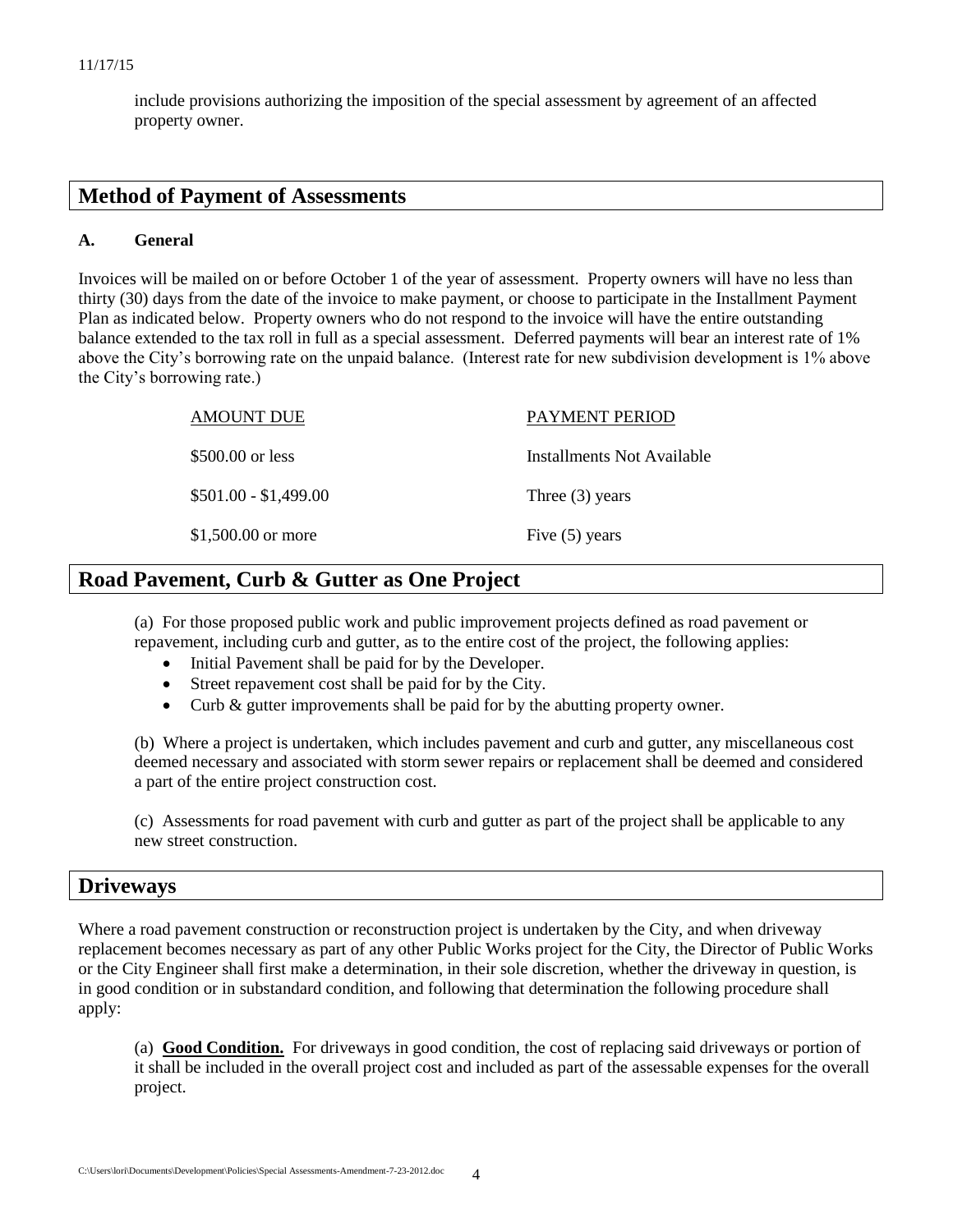include provisions authorizing the imposition of the special assessment by agreement of an affected property owner.

## Method of Payment of Assessments

### A. General

Invoices will be mailed on or before October 1 of the year of assessment. Property owners will have no less than thirty (30) days from the date of the invoice to make payment, or choose to participate in the Installment Payment Plan as indicated below. Property owners who do not respond to the invoice will have the entire outstanding balance extended to the tax roll in full as a special assessment. Deferred payments will bear an interest rate of 1% above the City's borrowing rate on the unpaid balance. (Interest rate for new subdivision development is 1% above the City's borrowing rate.)

| AMOUNT DUE | PAYMENT PERIOD |
|---|---|
| $500.00 or less | Installments Not Available |
| $501.00 - $1,499.00 | Three (3) years |
| $1,500.00 or more | Five (5) years |

## Road Pavement, Curb & Gutter as One Project

(a) For those proposed public work and public improvement projects defined as road pavement or repavement, including curb and gutter, as to the entire cost of the project, the following applies:

- Initial Pavement shall be paid for by the Developer.
- Street repavement cost shall be paid for by the City.
- Curb & gutter improvements shall be paid for by the abutting property owner.

(b) Where a project is undertaken, which includes pavement and curb and gutter, any miscellaneous cost deemed necessary and associated with storm sewer repairs or replacement shall be deemed and considered a part of the entire project construction cost.

(c) Assessments for road pavement with curb and gutter as part of the project shall be applicable to any new street construction.

## Driveways

Where a road pavement construction or reconstruction project is undertaken by the City, and when driveway replacement becomes necessary as part of any other Public Works project for the City, the Director of Public Works or the City Engineer shall first make a determination, in their sole discretion, whether the driveway in question, is in good condition or in substandard condition, and following that determination the following procedure shall apply:

(a) **Good Condition.** For driveways in good condition, the cost of replacing said driveways or portion of it shall be included in the overall project cost and included as part of the assessable expenses for the overall project.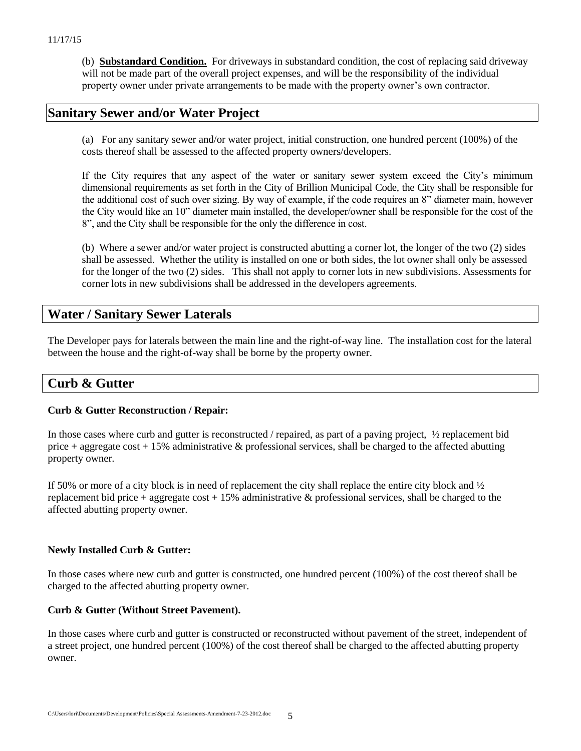(b) **Substandard Condition.** For driveways in substandard condition, the cost of replacing said driveway will not be made part of the overall project expenses, and will be the responsibility of the individual property owner under private arrangements to be made with the property owner's own contractor.

## Sanitary Sewer and/or Water Project

(a) For any sanitary sewer and/or water project, initial construction, one hundred percent (100%) of the costs thereof shall be assessed to the affected property owners/developers.

If the City requires that any aspect of the water or sanitary sewer system exceed the City's minimum dimensional requirements as set forth in the City of Brillion Municipal Code, the City shall be responsible for the additional cost of such over sizing. By way of example, if the code requires an 8" diameter main, however the City would like an 10" diameter main installed, the developer/owner shall be responsible for the cost of the 8", and the City shall be responsible for the only the difference in cost.

(b) Where a sewer and/or water project is constructed abutting a corner lot, the longer of the two (2) sides shall be assessed. Whether the utility is installed on one or both sides, the lot owner shall only be assessed for the longer of the two (2) sides. This shall not apply to corner lots in new subdivisions. Assessments for corner lots in new subdivisions shall be addressed in the developers agreements.

## Water / Sanitary Sewer Laterals

The Developer pays for laterals between the main line and the right-of-way line. The installation cost for the lateral between the house and the right-of-way shall be borne by the property owner.

## Curb & Gutter

**Curb & Gutter Reconstruction / Repair:**

In those cases where curb and gutter is reconstructed / repaired, as part of a paving project, ½ replacement bid price + aggregate cost + 15% administrative & professional services, shall be charged to the affected abutting property owner.

If 50% or more of a city block is in need of replacement the city shall replace the entire city block and ½ replacement bid price + aggregate cost + 15% administrative & professional services, shall be charged to the affected abutting property owner.

**Newly Installed Curb & Gutter:**

In those cases where new curb and gutter is constructed, one hundred percent (100%) of the cost thereof shall be charged to the affected abutting property owner.

**Curb & Gutter (Without Street Pavement).**

In those cases where curb and gutter is constructed or reconstructed without pavement of the street, independent of a street project, one hundred percent (100%) of the cost thereof shall be charged to the affected abutting property owner.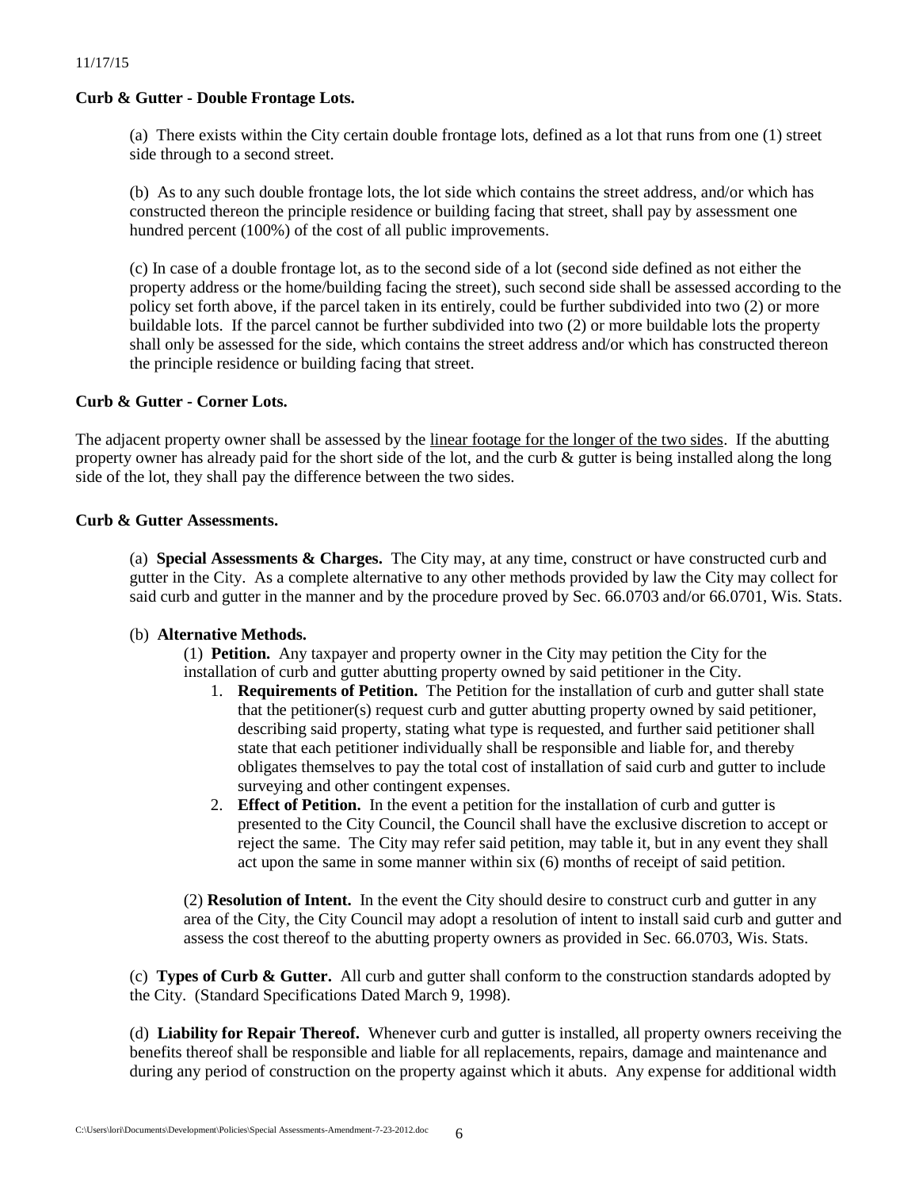**Curb & Gutter - Double Frontage Lots.**

(a) There exists within the City certain double frontage lots, defined as a lot that runs from one (1) street side through to a second street.

(b) As to any such double frontage lots, the lot side which contains the street address, and/or which has constructed thereon the principle residence or building facing that street, shall pay by assessment one hundred percent (100%) of the cost of all public improvements.

(c) In case of a double frontage lot, as to the second side of a lot (second side defined as not either the property address or the home/building facing the street), such second side shall be assessed according to the policy set forth above, if the parcel taken in its entirely, could be further subdivided into two (2) or more buildable lots. If the parcel cannot be further subdivided into two (2) or more buildable lots the property shall only be assessed for the side, which contains the street address and/or which has constructed thereon the principle residence or building facing that street.

**Curb & Gutter - Corner Lots.**

The adjacent property owner shall be assessed by the <u>linear footage for the longer of the two sides</u>. If the abutting property owner has already paid for the short side of the lot, and the curb & gutter is being installed along the long side of the lot, they shall pay the difference between the two sides.

**Curb & Gutter Assessments.**

(a) **Special Assessments & Charges.** The City may, at any time, construct or have constructed curb and gutter in the City. As a complete alternative to any other methods provided by law the City may collect for said curb and gutter in the manner and by the procedure proved by Sec. 66.0703 and/or 66.0701, Wis. Stats.

(b) **Alternative Methods.**

(1) **Petition.** Any taxpayer and property owner in the City may petition the City for the installation of curb and gutter abutting property owned by said petitioner in the City.

1. **Requirements of Petition.** The Petition for the installation of curb and gutter shall state that the petitioner(s) request curb and gutter abutting property owned by said petitioner, describing said property, stating what type is requested, and further said petitioner shall state that each petitioner individually shall be responsible and liable for, and thereby obligates themselves to pay the total cost of installation of said curb and gutter to include surveying and other contingent expenses.
2. **Effect of Petition.** In the event a petition for the installation of curb and gutter is presented to the City Council, the Council shall have the exclusive discretion to accept or reject the same. The City may refer said petition, may table it, but in any event they shall act upon the same in some manner within six (6) months of receipt of said petition.

(2) **Resolution of Intent.** In the event the City should desire to construct curb and gutter in any area of the City, the City Council may adopt a resolution of intent to install said curb and gutter and assess the cost thereof to the abutting property owners as provided in Sec. 66.0703, Wis. Stats.

(c) **Types of Curb & Gutter.** All curb and gutter shall conform to the construction standards adopted by the City. (Standard Specifications Dated March 9, 1998).

(d) **Liability for Repair Thereof.** Whenever curb and gutter is installed, all property owners receiving the benefits thereof shall be responsible and liable for all replacements, repairs, damage and maintenance and during any period of construction on the property against which it abuts. Any expense for additional width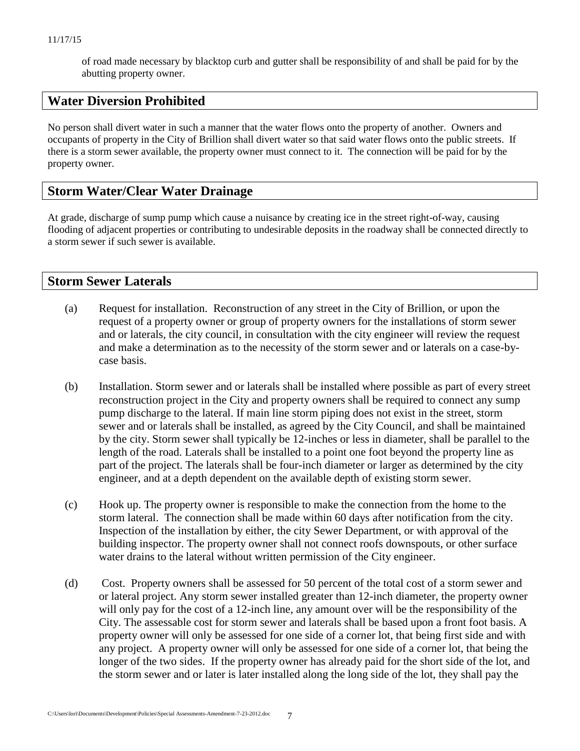of road made necessary by blacktop curb and gutter shall be responsibility of and shall be paid for by the abutting property owner.

## Water Diversion Prohibited

No person shall divert water in such a manner that the water flows onto the property of another. Owners and occupants of property in the City of Brillion shall divert water so that said water flows onto the public streets. If there is a storm sewer available, the property owner must connect to it. The connection will be paid for by the property owner.

## Storm Water/Clear Water Drainage

At grade, discharge of sump pump which cause a nuisance by creating ice in the street right-of-way, causing flooding of adjacent properties or contributing to undesirable deposits in the roadway shall be connected directly to a storm sewer if such sewer is available.

## Storm Sewer Laterals

(a) Request for installation. Reconstruction of any street in the City of Brillion, or upon the request of a property owner or group of property owners for the installations of storm sewer and or laterals, the city council, in consultation with the city engineer will review the request and make a determination as to the necessity of the storm sewer and or laterals on a case-by-case basis.

(b) Installation. Storm sewer and or laterals shall be installed where possible as part of every street reconstruction project in the City and property owners shall be required to connect any sump pump discharge to the lateral. If main line storm piping does not exist in the street, storm sewer and or laterals shall be installed, as agreed by the City Council, and shall be maintained by the city. Storm sewer shall typically be 12-inches or less in diameter, shall be parallel to the length of the road. Laterals shall be installed to a point one foot beyond the property line as part of the project. The laterals shall be four-inch diameter or larger as determined by the city engineer, and at a depth dependent on the available depth of existing storm sewer.

(c) Hook up. The property owner is responsible to make the connection from the home to the storm lateral. The connection shall be made within 60 days after notification from the city. Inspection of the installation by either, the city Sewer Department, or with approval of the building inspector. The property owner shall not connect roofs downspouts, or other surface water drains to the lateral without written permission of the City engineer.

(d) Cost. Property owners shall be assessed for 50 percent of the total cost of a storm sewer and or lateral project. Any storm sewer installed greater than 12-inch diameter, the property owner will only pay for the cost of a 12-inch line, any amount over will be the responsibility of the City. The assessable cost for storm sewer and laterals shall be based upon a front foot basis. A property owner will only be assessed for one side of a corner lot, that being first side and with any project. A property owner will only be assessed for one side of a corner lot, that being the longer of the two sides. If the property owner has already paid for the short side of the lot, and the storm sewer and or later is later installed along the long side of the lot, they shall pay the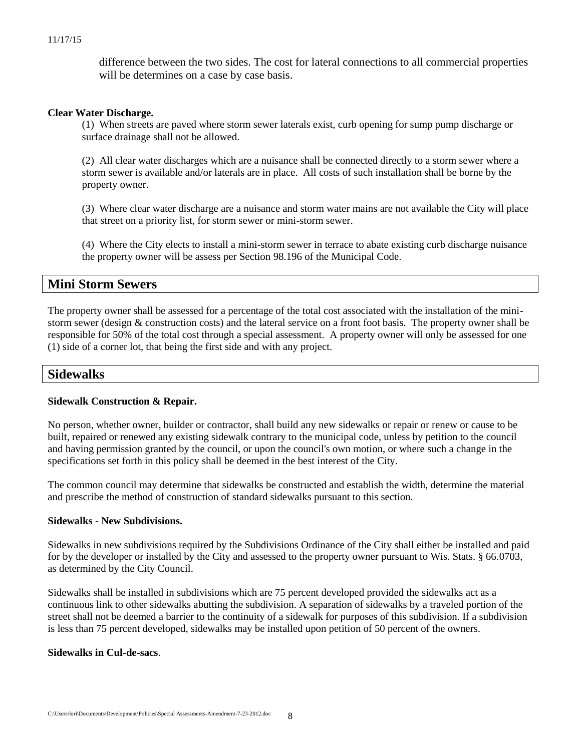difference between the two sides. The cost for lateral connections to all commercial properties will be determines on a case by case basis.

**Clear Water Discharge.**

(1) When streets are paved where storm sewer laterals exist, curb opening for sump pump discharge or surface drainage shall not be allowed.

(2) All clear water discharges which are a nuisance shall be connected directly to a storm sewer where a storm sewer is available and/or laterals are in place. All costs of such installation shall be borne by the property owner.

(3) Where clear water discharge are a nuisance and storm water mains are not available the City will place that street on a priority list, for storm sewer or mini-storm sewer.

(4) Where the City elects to install a mini-storm sewer in terrace to abate existing curb discharge nuisance the property owner will be assess per Section 98.196 of the Municipal Code.

## Mini Storm Sewers

The property owner shall be assessed for a percentage of the total cost associated with the installation of the mini-storm sewer (design & construction costs) and the lateral service on a front foot basis. The property owner shall be responsible for 50% of the total cost through a special assessment. A property owner will only be assessed for one (1) side of a corner lot, that being the first side and with any project.

## Sidewalks

**Sidewalk Construction & Repair.**

No person, whether owner, builder or contractor, shall build any new sidewalks or repair or renew or cause to be built, repaired or renewed any existing sidewalk contrary to the municipal code, unless by petition to the council and having permission granted by the council, or upon the council's own motion, or where such a change in the specifications set forth in this policy shall be deemed in the best interest of the City.

The common council may determine that sidewalks be constructed and establish the width, determine the material and prescribe the method of construction of standard sidewalks pursuant to this section.

**Sidewalks - New Subdivisions.**

Sidewalks in new subdivisions required by the Subdivisions Ordinance of the City shall either be installed and paid for by the developer or installed by the City and assessed to the property owner pursuant to Wis. Stats. § 66.0703, as determined by the City Council.

Sidewalks shall be installed in subdivisions which are 75 percent developed provided the sidewalks act as a continuous link to other sidewalks abutting the subdivision. A separation of sidewalks by a traveled portion of the street shall not be deemed a barrier to the continuity of a sidewalk for purposes of this subdivision. If a subdivision is less than 75 percent developed, sidewalks may be installed upon petition of 50 percent of the owners.

**Sidewalks in Cul-de-sacs**.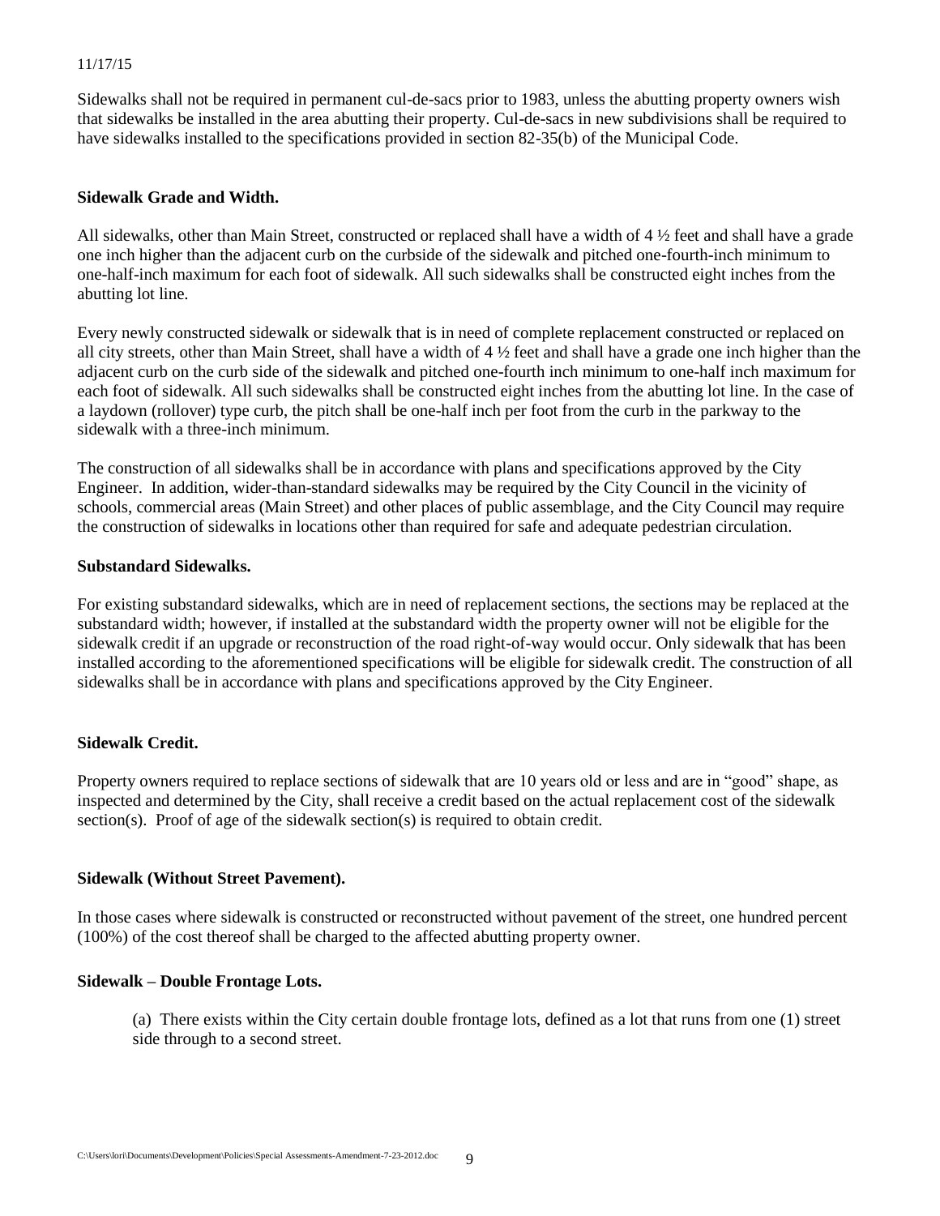Sidewalks shall not be required in permanent cul-de-sacs prior to 1983, unless the abutting property owners wish that sidewalks be installed in the area abutting their property. Cul-de-sacs in new subdivisions shall be required to have sidewalks installed to the specifications provided in section 82-35(b) of the Municipal Code.

**Sidewalk Grade and Width.**

All sidewalks, other than Main Street, constructed or replaced shall have a width of 4 ½ feet and shall have a grade one inch higher than the adjacent curb on the curbside of the sidewalk and pitched one-fourth-inch minimum to one-half-inch maximum for each foot of sidewalk. All such sidewalks shall be constructed eight inches from the abutting lot line.

Every newly constructed sidewalk or sidewalk that is in need of complete replacement constructed or replaced on all city streets, other than Main Street, shall have a width of 4 ½ feet and shall have a grade one inch higher than the adjacent curb on the curb side of the sidewalk and pitched one-fourth inch minimum to one-half inch maximum for each foot of sidewalk. All such sidewalks shall be constructed eight inches from the abutting lot line. In the case of a laydown (rollover) type curb, the pitch shall be one-half inch per foot from the curb in the parkway to the sidewalk with a three-inch minimum.

The construction of all sidewalks shall be in accordance with plans and specifications approved by the City Engineer. In addition, wider-than-standard sidewalks may be required by the City Council in the vicinity of schools, commercial areas (Main Street) and other places of public assemblage, and the City Council may require the construction of sidewalks in locations other than required for safe and adequate pedestrian circulation.

**Substandard Sidewalks.**

For existing substandard sidewalks, which are in need of replacement sections, the sections may be replaced at the substandard width; however, if installed at the substandard width the property owner will not be eligible for the sidewalk credit if an upgrade or reconstruction of the road right-of-way would occur. Only sidewalk that has been installed according to the aforementioned specifications will be eligible for sidewalk credit. The construction of all sidewalks shall be in accordance with plans and specifications approved by the City Engineer.

**Sidewalk Credit.**

Property owners required to replace sections of sidewalk that are 10 years old or less and are in "good" shape, as inspected and determined by the City, shall receive a credit based on the actual replacement cost of the sidewalk section(s). Proof of age of the sidewalk section(s) is required to obtain credit.

**Sidewalk (Without Street Pavement).**

In those cases where sidewalk is constructed or reconstructed without pavement of the street, one hundred percent (100%) of the cost thereof shall be charged to the affected abutting property owner.

**Sidewalk – Double Frontage Lots.**

(a) There exists within the City certain double frontage lots, defined as a lot that runs from one (1) street side through to a second street.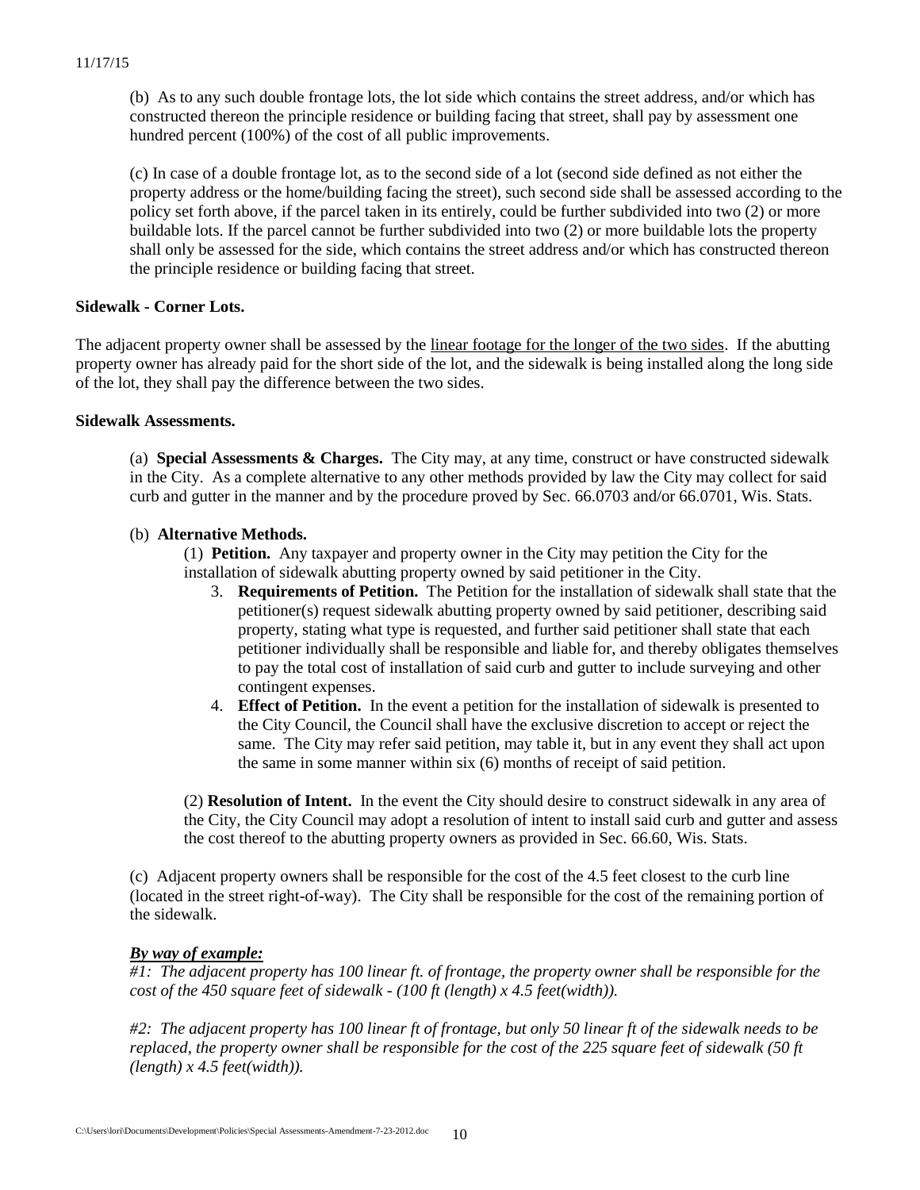(b) As to any such double frontage lots, the lot side which contains the street address, and/or which has constructed thereon the principle residence or building facing that street, shall pay by assessment one hundred percent (100%) of the cost of all public improvements.

(c) In case of a double frontage lot, as to the second side of a lot (second side defined as not either the property address or the home/building facing the street), such second side shall be assessed according to the policy set forth above, if the parcel taken in its entirely, could be further subdivided into two (2) or more buildable lots. If the parcel cannot be further subdivided into two (2) or more buildable lots the property shall only be assessed for the side, which contains the street address and/or which has constructed thereon the principle residence or building facing that street.

**Sidewalk - Corner Lots.**

The adjacent property owner shall be assessed by the linear footage for the longer of the two sides. If the abutting property owner has already paid for the short side of the lot, and the sidewalk is being installed along the long side of the lot, they shall pay the difference between the two sides.

**Sidewalk Assessments.**

(a) **Special Assessments & Charges.** The City may, at any time, construct or have constructed sidewalk in the City. As a complete alternative to any other methods provided by law the City may collect for said curb and gutter in the manner and by the procedure proved by Sec. 66.0703 and/or 66.0701, Wis. Stats.

(b) **Alternative Methods.**

(1) **Petition.** Any taxpayer and property owner in the City may petition the City for the installation of sidewalk abutting property owned by said petitioner in the City.

3. **Requirements of Petition.** The Petition for the installation of sidewalk shall state that the petitioner(s) request sidewalk abutting property owned by said petitioner, describing said property, stating what type is requested, and further said petitioner shall state that each petitioner individually shall be responsible and liable for, and thereby obligates themselves to pay the total cost of installation of said curb and gutter to include surveying and other contingent expenses.
4. **Effect of Petition.** In the event a petition for the installation of sidewalk is presented to the City Council, the Council shall have the exclusive discretion to accept or reject the same. The City may refer said petition, may table it, but in any event they shall act upon the same in some manner within six (6) months of receipt of said petition.

(2) **Resolution of Intent.** In the event the City should desire to construct sidewalk in any area of the City, the City Council may adopt a resolution of intent to install said curb and gutter and assess the cost thereof to the abutting property owners as provided in Sec. 66.60, Wis. Stats.

(c) Adjacent property owners shall be responsible for the cost of the 4.5 feet closest to the curb line (located in the street right-of-way). The City shall be responsible for the cost of the remaining portion of the sidewalk.

***By way of example:***

*#1: The adjacent property has 100 linear ft. of frontage, the property owner shall be responsible for the cost of the 450 square feet of sidewalk - (100 ft (length) x 4.5 feet(width)).*

*#2: The adjacent property has 100 linear ft of frontage, but only 50 linear ft of the sidewalk needs to be replaced, the property owner shall be responsible for the cost of the 225 square feet of sidewalk (50 ft (length) x 4.5 feet(width)).*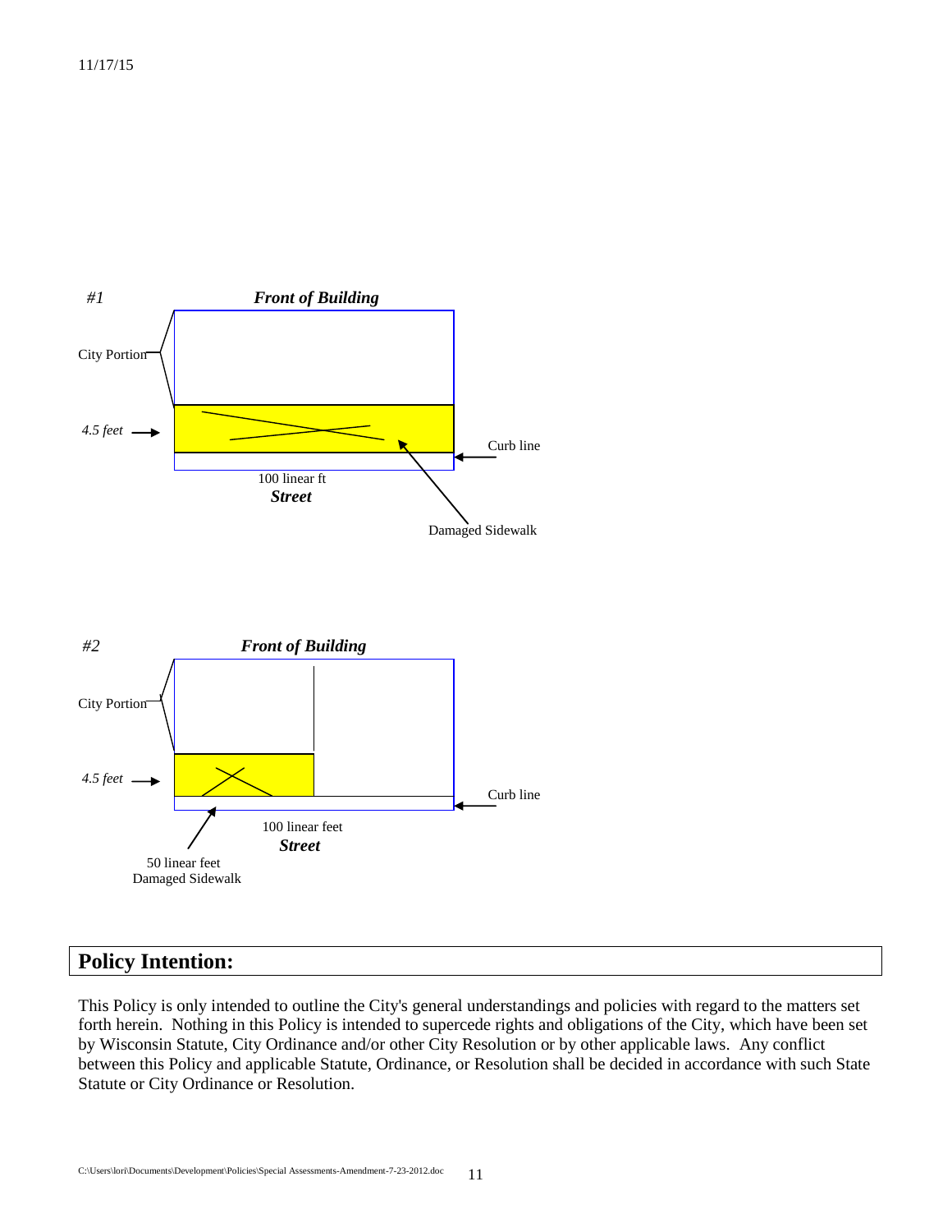11/17/15

#1

***Front of Building***

City Portion

*4.5 feet*

Curb line

100 linear ft

***Street***

Damaged Sidewalk

#2

***Front of Building***

City Portion

*4.5 feet*

Curb line

100 linear feet

***Street***

50 linear feet
Damaged Sidewalk

## Policy Intention:

This Policy is only intended to outline the City's general understandings and policies with regard to the matters set forth herein. Nothing in this Policy is intended to supercede rights and obligations of the City, which have been set by Wisconsin Statute, City Ordinance and/or other City Resolution or by other applicable laws. Any conflict between this Policy and applicable Statute, Ordinance, or Resolution shall be decided in accordance with such State Statute or City Ordinance or Resolution.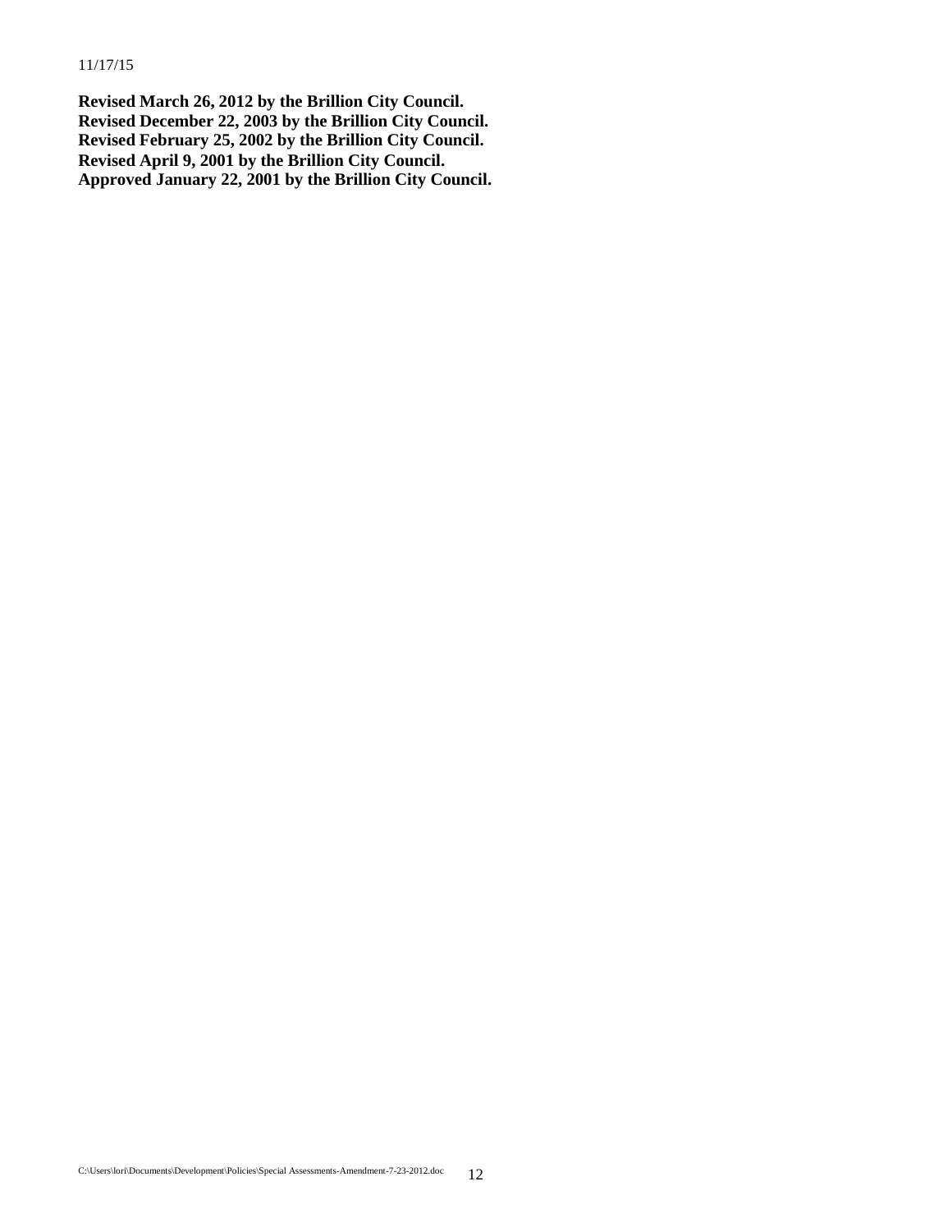**Revised March 26, 2012 by the Brillion City Council.**
**Revised December 22, 2003 by the Brillion City Council.**
**Revised February 25, 2002 by the Brillion City Council.**
**Revised April 9, 2001 by the Brillion City Council.**
**Approved January 22, 2001 by the Brillion City Council.**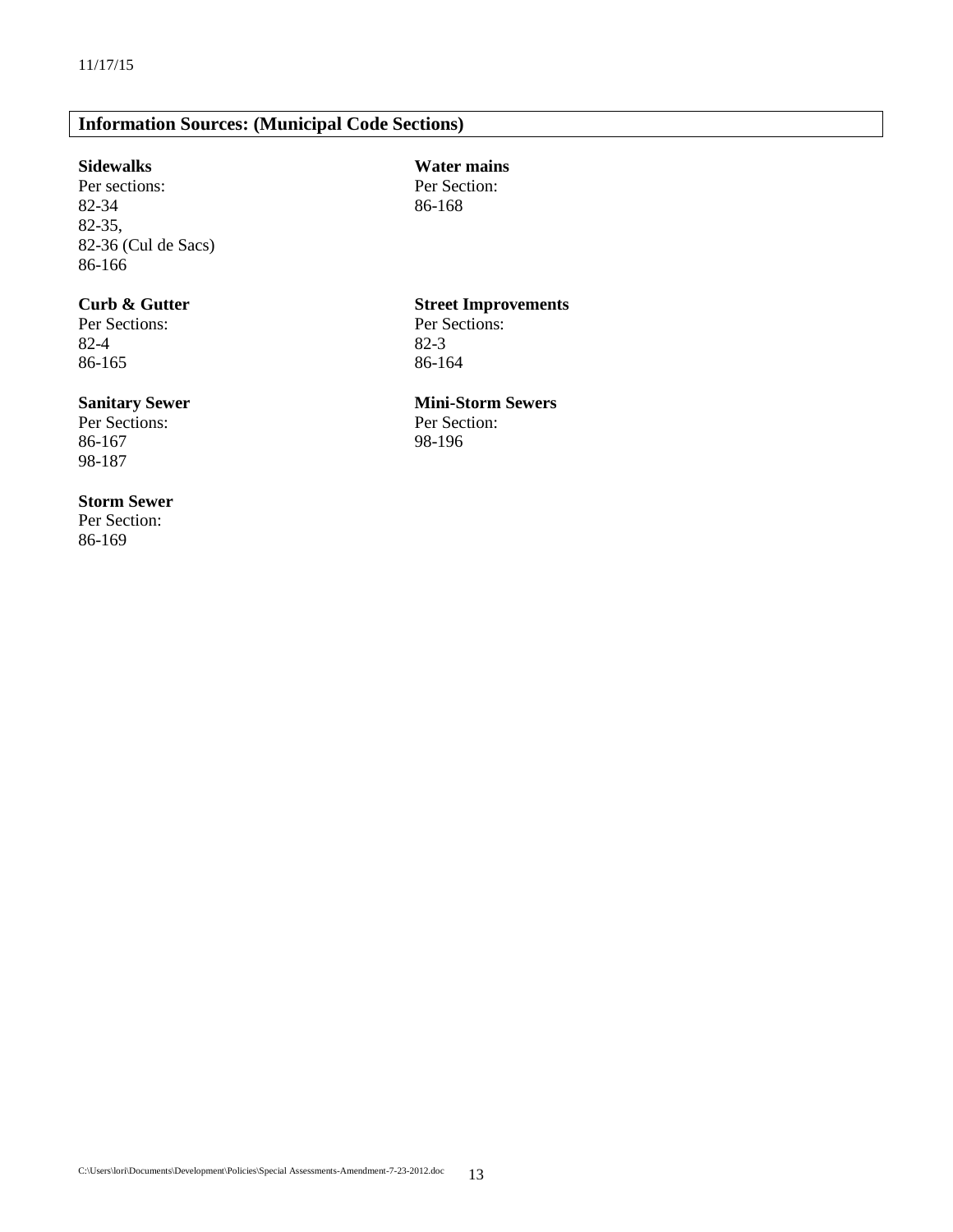## Information Sources: (Municipal Code Sections)

**Sidewalks**
Per sections:
82-34
82-35,
82-36 (Cul de Sacs)
86-166

**Curb & Gutter**
Per Sections:
82-4
86-165

**Sanitary Sewer**
Per Sections:
86-167
98-187

**Storm Sewer**
Per Section:
86-169

**Water mains**
Per Section:
86-168

**Street Improvements**
Per Sections:
82-3
86-164

**Mini-Storm Sewers**
Per Section:
98-196